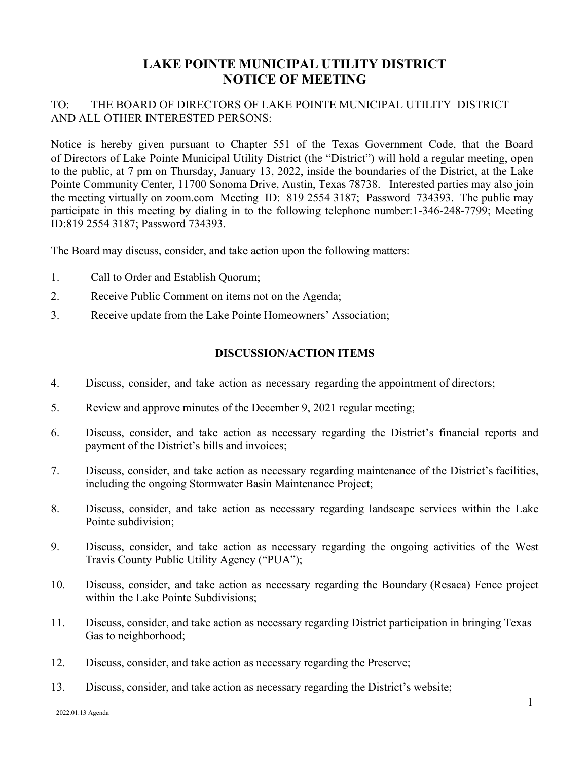# LAKE POINTE MUNICIPAL UTILITY DISTRICT
# NOTICE OF MEETING

TO: THE BOARD OF DIRECTORS OF LAKE POINTE MUNICIPAL UTILITY DISTRICT AND ALL OTHER INTERESTED PERSONS:

Notice is hereby given pursuant to Chapter 551 of the Texas Government Code, that the Board of Directors of Lake Pointe Municipal Utility District (the "District") will hold a regular meeting, open to the public, at 7 pm on Thursday, January 13, 2022, inside the boundaries of the District, at the Lake Pointe Community Center, 11700 Sonoma Drive, Austin, Texas 78738. Interested parties may also join the meeting virtually on zoom.com Meeting ID: 819 2554 3187; Password 734393. The public may participate in this meeting by dialing in to the following telephone number:1-346-248-7799; Meeting ID:819 2554 3187; Password 734393.

The Board may discuss, consider, and take action upon the following matters:

1. Call to Order and Establish Quorum;
2. Receive Public Comment on items not on the Agenda;
3. Receive update from the Lake Pointe Homeowners' Association;

## DISCUSSION/ACTION ITEMS

4. Discuss, consider, and take action as necessary regarding the appointment of directors;
5. Review and approve minutes of the December 9, 2021 regular meeting;
6. Discuss, consider, and take action as necessary regarding the District's financial reports and payment of the District's bills and invoices;
7. Discuss, consider, and take action as necessary regarding maintenance of the District's facilities, including the ongoing Stormwater Basin Maintenance Project;
8. Discuss, consider, and take action as necessary regarding landscape services within the Lake Pointe subdivision;
9. Discuss, consider, and take action as necessary regarding the ongoing activities of the West Travis County Public Utility Agency ("PUA");
10. Discuss, consider, and take action as necessary regarding the Boundary (Resaca) Fence project within the Lake Pointe Subdivisions;
11. Discuss, consider, and take action as necessary regarding District participation in bringing Texas Gas to neighborhood;
12. Discuss, consider, and take action as necessary regarding the Preserve;
13. Discuss, consider, and take action as necessary regarding the District's website;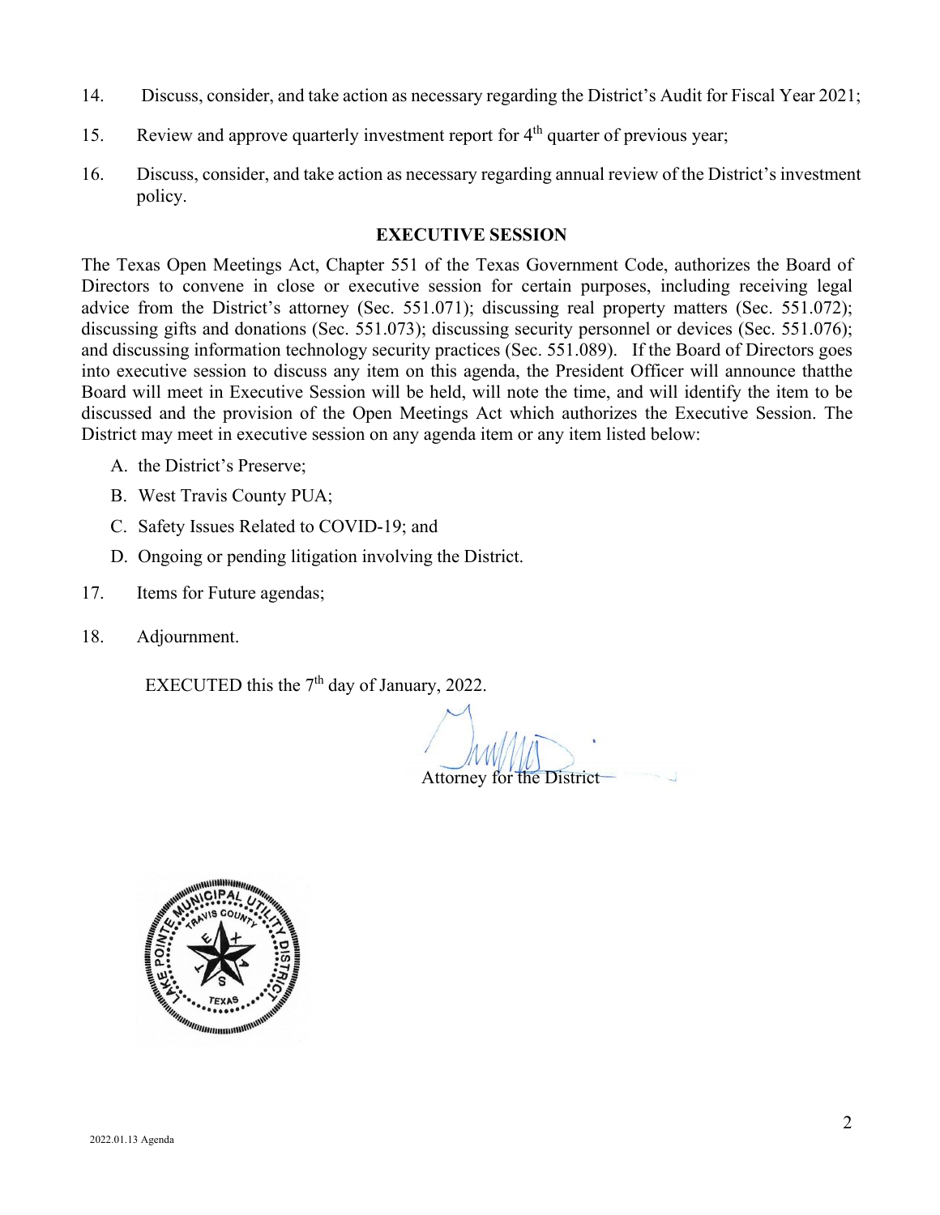14. Discuss, consider, and take action as necessary regarding the District's Audit for Fiscal Year 2021;

15. Review and approve quarterly investment report for 4th quarter of previous year;

16. Discuss, consider, and take action as necessary regarding annual review of the District's investment policy.

**EXECUTIVE SESSION**

The Texas Open Meetings Act, Chapter 551 of the Texas Government Code, authorizes the Board of Directors to convene in close or executive session for certain purposes, including receiving legal advice from the District's attorney (Sec. 551.071); discussing real property matters (Sec. 551.072); discussing gifts and donations (Sec. 551.073); discussing security personnel or devices (Sec. 551.076); and discussing information technology security practices (Sec. 551.089). If the Board of Directors goes into executive session to discuss any item on this agenda, the President Officer will announce thatthe Board will meet in Executive Session will be held, will note the time, and will identify the item to be discussed and the provision of the Open Meetings Act which authorizes the Executive Session. The District may meet in executive session on any agenda item or any item listed below:

A. the District's Preserve;

B. West Travis County PUA;

C. Safety Issues Related to COVID-19; and

D. Ongoing or pending litigation involving the District.

17. Items for Future agendas;

18. Adjournment.

EXECUTED this the 7th day of January, 2022.

Attorney for the District

LAKE POINTE MUNICIPAL UTILITY DISTRICT TRAVIS COUNTY TEXAS

2022.01.13 Agenda